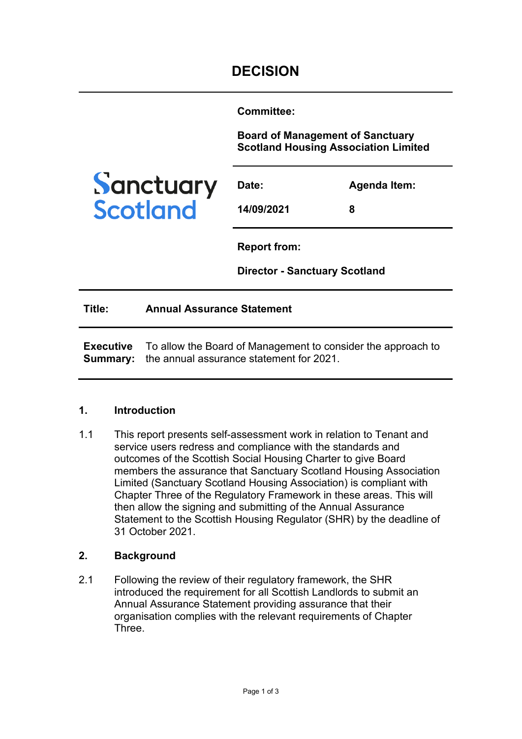# DECISION

**Sanctuary Scotland**

**Committee:**

**Board of Management of Sanctuary Scotland Housing Association Limited**

| **Date:** | **Agenda Item:** |
|---|---|
| **14/09/2021** | **8** |

**Report from:**

**Director - Sanctuary Scotland**

**Title:** **Annual Assurance Statement**

**Executive Summary:** To allow the Board of Management to consider the approach to the annual assurance statement for 2021.

## 1. Introduction

1.1 This report presents self-assessment work in relation to Tenant and service users redress and compliance with the standards and outcomes of the Scottish Social Housing Charter to give Board members the assurance that Sanctuary Scotland Housing Association Limited (Sanctuary Scotland Housing Association) is compliant with Chapter Three of the Regulatory Framework in these areas. This will then allow the signing and submitting of the Annual Assurance Statement to the Scottish Housing Regulator (SHR) by the deadline of 31 October 2021.

## 2. Background

2.1 Following the review of their regulatory framework, the SHR introduced the requirement for all Scottish Landlords to submit an Annual Assurance Statement providing assurance that their organisation complies with the relevant requirements of Chapter Three.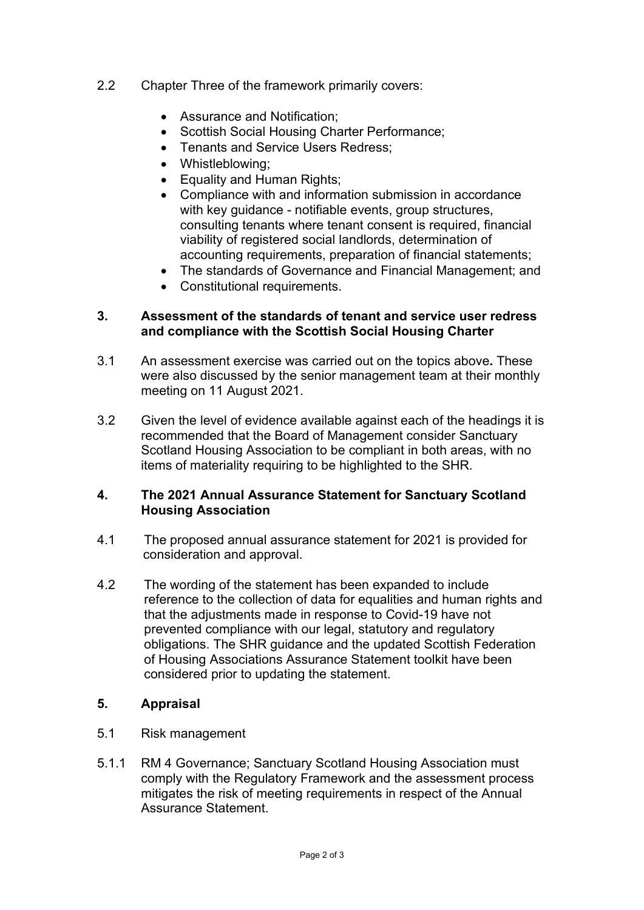2.2 Chapter Three of the framework primarily covers:

- Assurance and Notification;
- Scottish Social Housing Charter Performance;
- Tenants and Service Users Redress;
- Whistleblowing;
- Equality and Human Rights;
- Compliance with and information submission in accordance with key guidance - notifiable events, group structures, consulting tenants where tenant consent is required, financial viability of registered social landlords, determination of accounting requirements, preparation of financial statements;
- The standards of Governance and Financial Management; and
- Constitutional requirements.

## 3. Assessment of the standards of tenant and service user redress and compliance with the Scottish Social Housing Charter

3.1 An assessment exercise was carried out on the topics above. These were also discussed by the senior management team at their monthly meeting on 11 August 2021.

3.2 Given the level of evidence available against each of the headings it is recommended that the Board of Management consider Sanctuary Scotland Housing Association to be compliant in both areas, with no items of materiality requiring to be highlighted to the SHR.

## 4. The 2021 Annual Assurance Statement for Sanctuary Scotland Housing Association

4.1 The proposed annual assurance statement for 2021 is provided for consideration and approval.

4.2 The wording of the statement has been expanded to include reference to the collection of data for equalities and human rights and that the adjustments made in response to Covid-19 have not prevented compliance with our legal, statutory and regulatory obligations. The SHR guidance and the updated Scottish Federation of Housing Associations Assurance Statement toolkit have been considered prior to updating the statement.

## 5. Appraisal

5.1 Risk management

5.1.1 RM 4 Governance; Sanctuary Scotland Housing Association must comply with the Regulatory Framework and the assessment process mitigates the risk of meeting requirements in respect of the Annual Assurance Statement.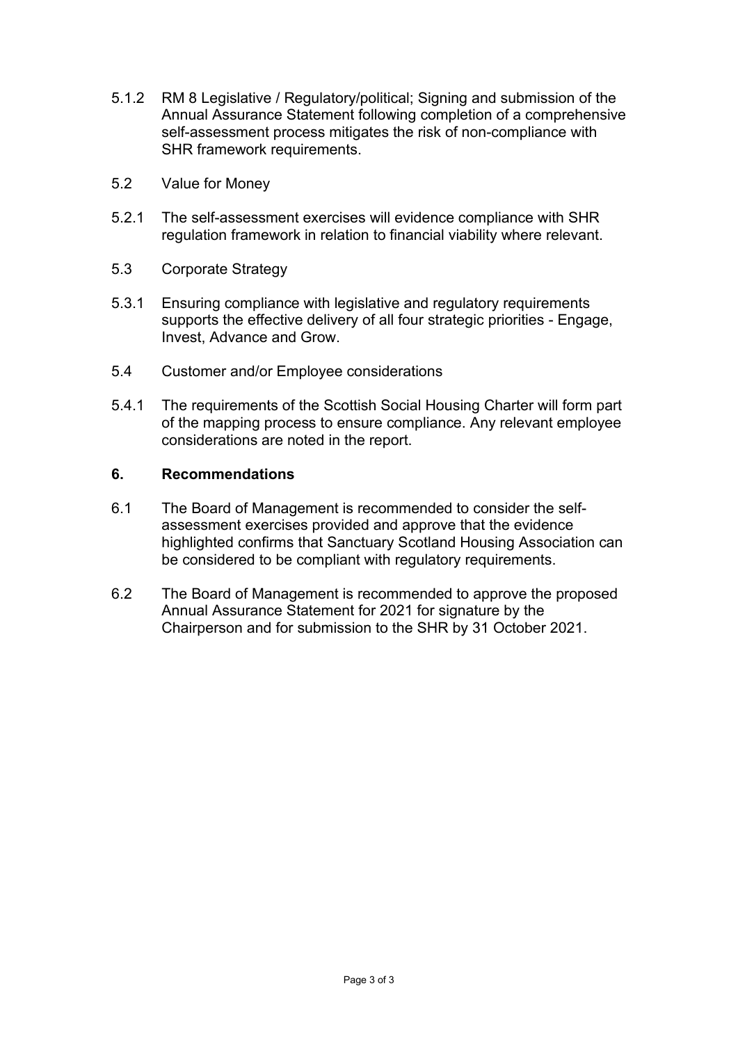5.1.2 RM 8 Legislative / Regulatory/political; Signing and submission of the Annual Assurance Statement following completion of a comprehensive self-assessment process mitigates the risk of non-compliance with SHR framework requirements.

5.2 Value for Money

5.2.1 The self-assessment exercises will evidence compliance with SHR regulation framework in relation to financial viability where relevant.

5.3 Corporate Strategy

5.3.1 Ensuring compliance with legislative and regulatory requirements supports the effective delivery of all four strategic priorities - Engage, Invest, Advance and Grow.

5.4 Customer and/or Employee considerations

5.4.1 The requirements of the Scottish Social Housing Charter will form part of the mapping process to ensure compliance. Any relevant employee considerations are noted in the report.

## 6. Recommendations

6.1 The Board of Management is recommended to consider the self-assessment exercises provided and approve that the evidence highlighted confirms that Sanctuary Scotland Housing Association can be considered to be compliant with regulatory requirements.

6.2 The Board of Management is recommended to approve the proposed Annual Assurance Statement for 2021 for signature by the Chairperson and for submission to the SHR by 31 October 2021.